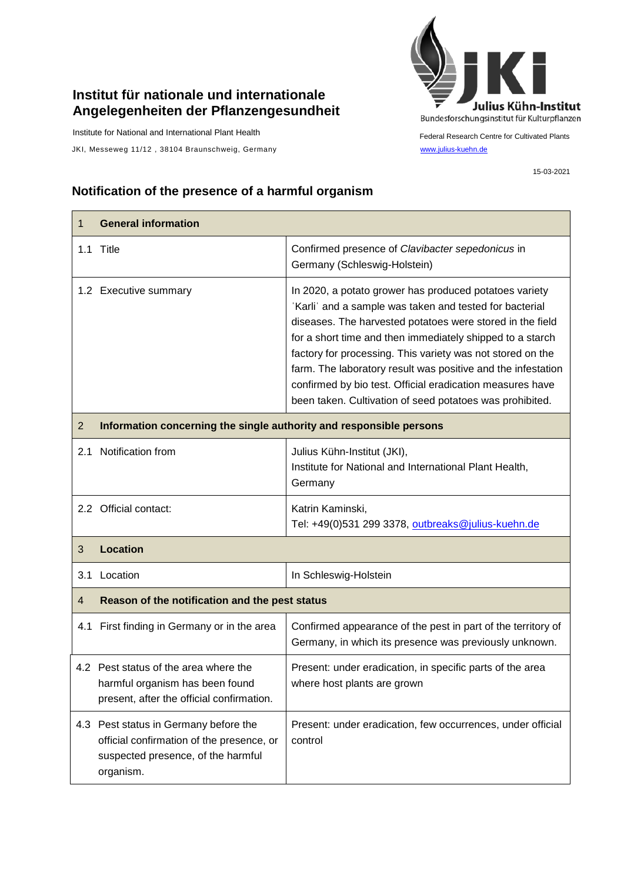**Institut für nationale und internationale Angelegenheiten der Pflanzengesundheit**

Institute for National and International Plant Health

JKI, Messeweg 11/12 , 38104 Braunschweig, Germany

Julius Kühn-Institut
Bundesforschungsinstitut für Kulturpflanzen

Federal Research Centre for Cultivated Plants

www.julius-kuehn.de

15-03-2021

## Notification of the presence of a harmful organism

| 1 General information | |
|---|---|
| 1.1 Title | Confirmed presence of *Clavibacter sepedonicus* in Germany (Schleswig-Holstein) |
| 1.2 Executive summary | In 2020, a potato grower has produced potatoes variety ˈKarliˈ and a sample was taken and tested for bacterial diseases. The harvested potatoes were stored in the field for a short time and then immediately shipped to a starch factory for processing. This variety was not stored on the farm. The laboratory result was positive and the infestation confirmed by bio test. Official eradication measures have been taken. Cultivation of seed potatoes was prohibited. |
| **2 Information concerning the single authority and responsible persons** | |
| 2.1 Notification from | Julius Kühn-Institut (JKI), Institute for National and International Plant Health, Germany |
| 2.2 Official contact: | Katrin Kaminski, Tel: +49(0)531 299 3378, outbreaks@julius-kuehn.de |
| **3 Location** | |
| 3.1 Location | In Schleswig-Holstein |
| **4 Reason of the notification and the pest status** | |
| 4.1 First finding in Germany or in the area | Confirmed appearance of the pest in part of the territory of Germany, in which its presence was previously unknown. |
| 4.2 Pest status of the area where the harmful organism has been found present, after the official confirmation. | Present: under eradication, in specific parts of the area where host plants are grown |
| 4.3 Pest status in Germany before the official confirmation of the presence, or suspected presence, of the harmful organism. | Present: under eradication, few occurrences, under official control |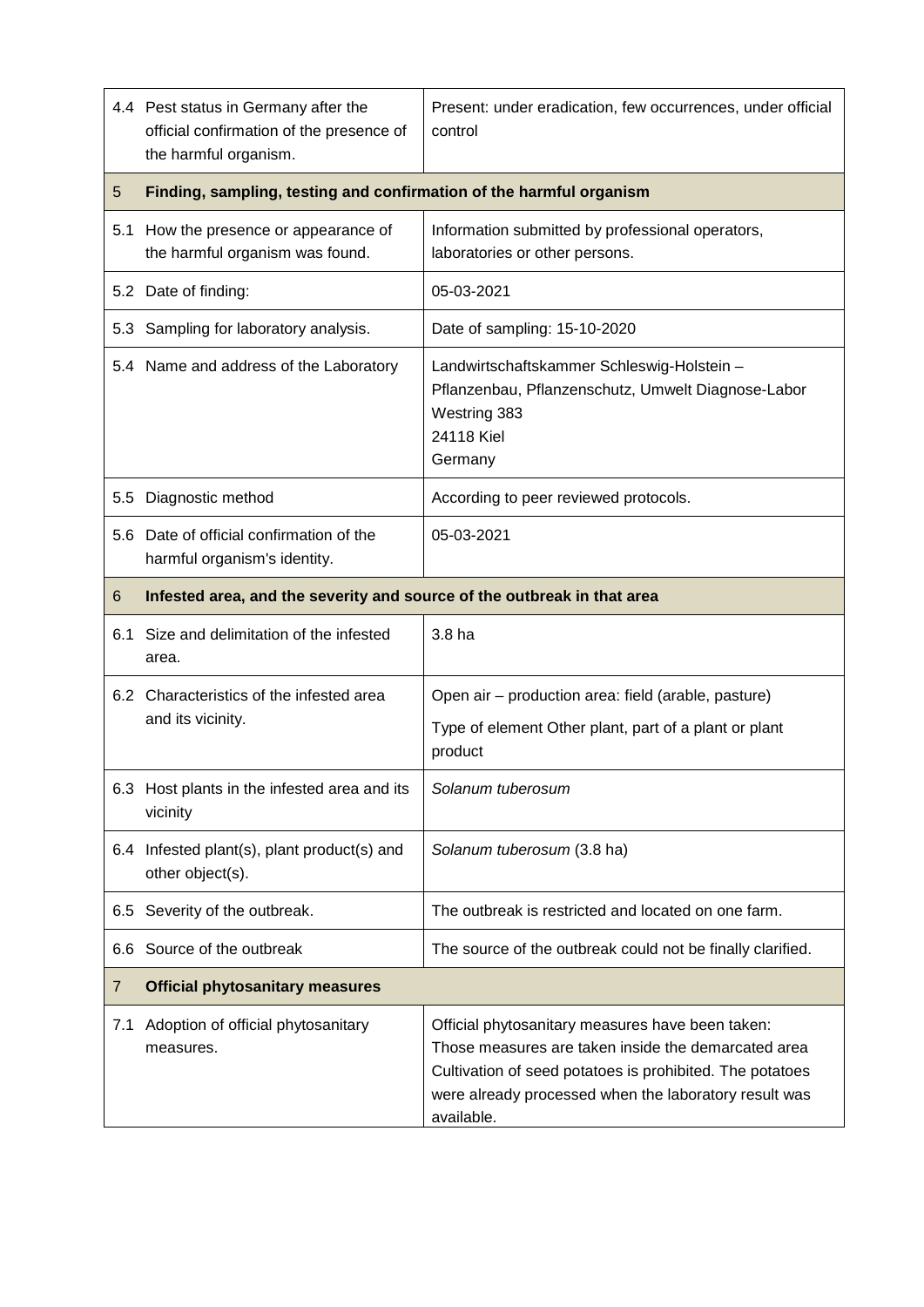| | | |
|---|---|---|
| 4.4 | Pest status in Germany after the official confirmation of the presence of the harmful organism. | Present: under eradication, few occurrences, under official control |
| **5** | **Finding, sampling, testing and confirmation of the harmful organism** | |
| 5.1 | How the presence or appearance of the harmful organism was found. | Information submitted by professional operators, laboratories or other persons. |
| 5.2 | Date of finding: | 05-03-2021 |
| 5.3 | Sampling for laboratory analysis. | Date of sampling: 15-10-2020 |
| 5.4 | Name and address of the Laboratory | Landwirtschaftskammer Schleswig-Holstein – Pflanzenbau, Pflanzenschutz, Umwelt Diagnose-Labor<br>Westring 383<br>24118 Kiel<br>Germany |
| 5.5 | Diagnostic method | According to peer reviewed protocols. |
| 5.6 | Date of official confirmation of the harmful organism's identity. | 05-03-2021 |
| **6** | **Infested area, and the severity and source of the outbreak in that area** | |
| 6.1 | Size and delimitation of the infested area. | 3.8 ha |
| 6.2 | Characteristics of the infested area and its vicinity. | Open air – production area: field (arable, pasture)<br>Type of element Other plant, part of a plant or plant product |
| 6.3 | Host plants in the infested area and its vicinity | *Solanum tuberosum* |
| 6.4 | Infested plant(s), plant product(s) and other object(s). | *Solanum tuberosum* (3.8 ha) |
| 6.5 | Severity of the outbreak. | The outbreak is restricted and located on one farm. |
| 6.6 | Source of the outbreak | The source of the outbreak could not be finally clarified. |
| **7** | **Official phytosanitary measures** | |
| 7.1 | Adoption of official phytosanitary measures. | Official phytosanitary measures have been taken:<br>Those measures are taken inside the demarcated area<br>Cultivation of seed potatoes is prohibited. The potatoes were already processed when the laboratory result was available. |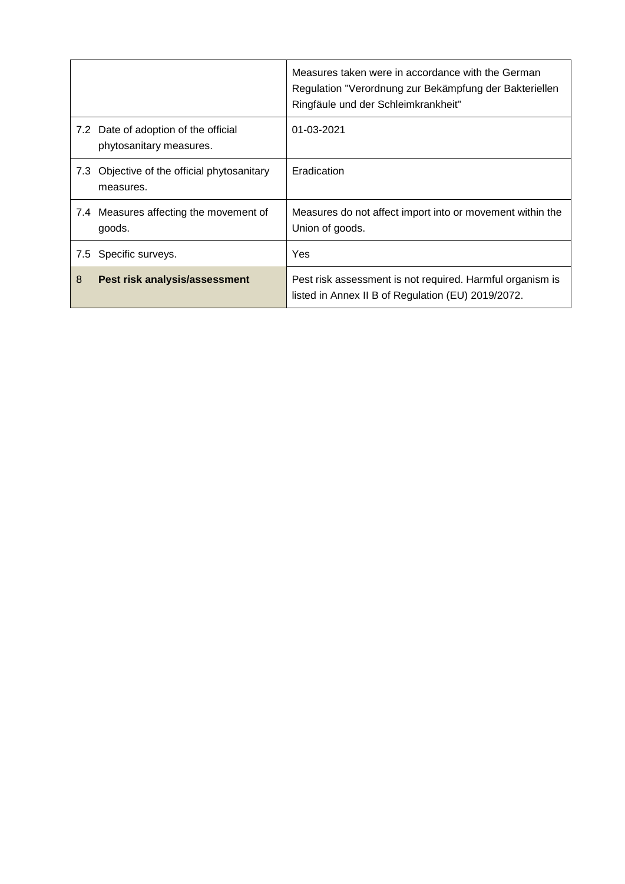| | |
|---|---|
| | Measures taken were in accordance with the German Regulation "Verordnung zur Bekämpfung der Bakteriellen Ringfäule und der Schleimkrankheit" |
| 7.2 Date of adoption of the official phytosanitary measures. | 01-03-2021 |
| 7.3 Objective of the official phytosanitary measures. | Eradication |
| 7.4 Measures affecting the movement of goods. | Measures do not affect import into or movement within the Union of goods. |
| 7.5 Specific surveys. | Yes |
| 8 **Pest risk analysis/assessment** | Pest risk assessment is not required. Harmful organism is listed in Annex II B of Regulation (EU) 2019/2072. |